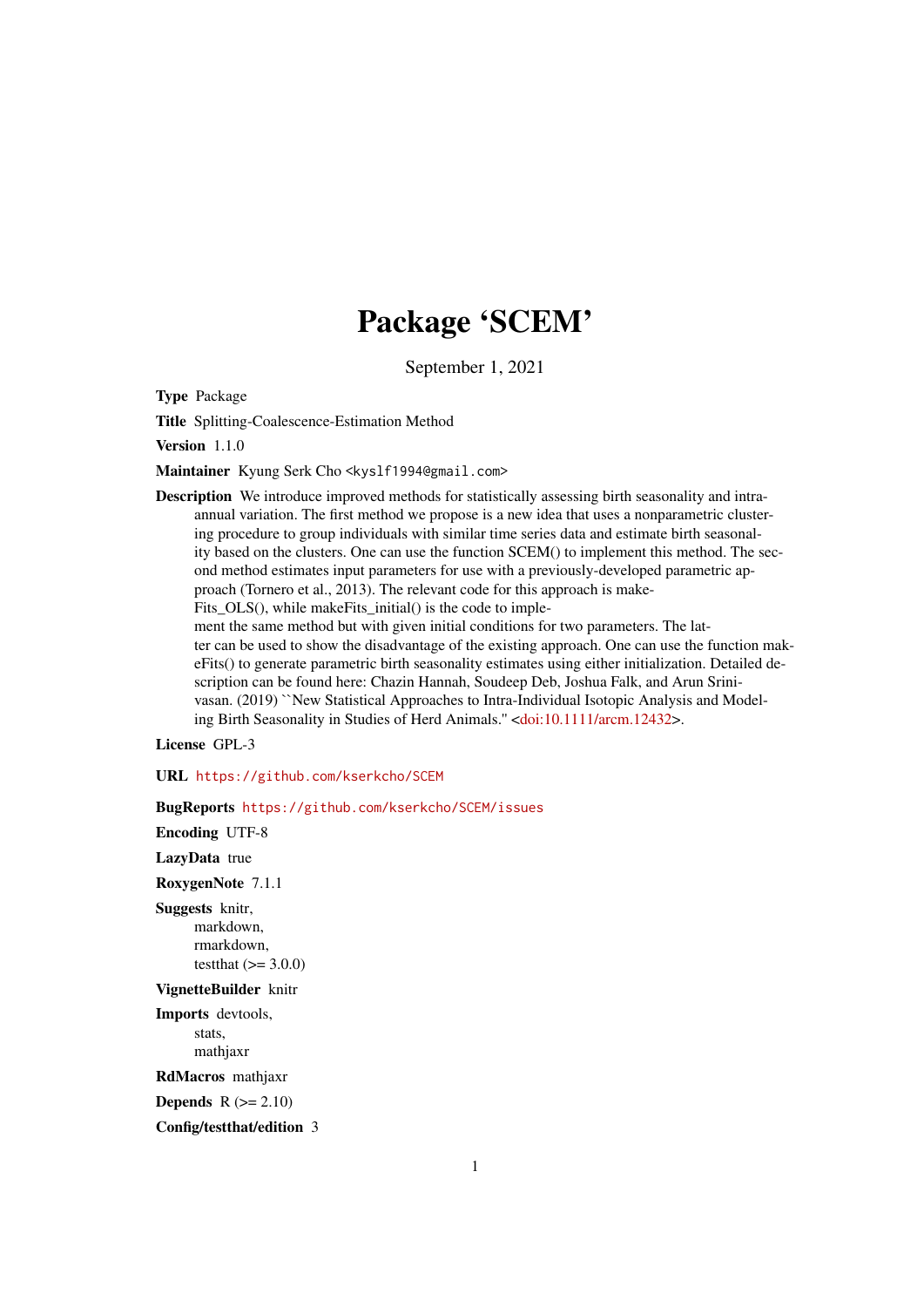# Package 'SCEM'

September 1, 2021

**Type** Package

**Title** Splitting-Coalescence-Estimation Method

**Version** 1.1.0

**Maintainer** Kyung Serk Cho <kyslf1994@gmail.com>

**Description** We introduce improved methods for statistically assessing birth seasonality and intra-annual variation. The first method we propose is a new idea that uses a nonparametric clustering procedure to group individuals with similar time series data and estimate birth seasonality based on the clusters. One can use the function SCEM() to implement this method. The second method estimates input parameters for use with a previously-developed parametric approach (Tornero et al., 2013). The relevant code for this approach is makeFits_OLS(), while makeFits_initial() is the code to implement the same method but with given initial conditions for two parameters. The latter can be used to show the disadvantage of the existing approach. One can use the function makeFits() to generate parametric birth seasonality estimates using either initialization. Detailed description can be found here: Chazin Hannah, Soudeep Deb, Joshua Falk, and Arun Srinivasan. (2019) ``New Statistical Approaches to Intra-Individual Isotopic Analysis and Modeling Birth Seasonality in Studies of Herd Animals.'' <doi:10.1111/arcm.12432>.

**License** GPL-3

**URL** https://github.com/kserkcho/SCEM

**BugReports** https://github.com/kserkcho/SCEM/issues

**Encoding** UTF-8

**LazyData** true

**RoxygenNote** 7.1.1

**Suggests** knitr,
markdown,
rmarkdown,
testthat (>= 3.0.0)

**VignetteBuilder** knitr

**Imports** devtools,
stats,
mathjaxr

**RdMacros** mathjaxr

**Depends** R (>= 2.10)

**Config/testthat/edition** 3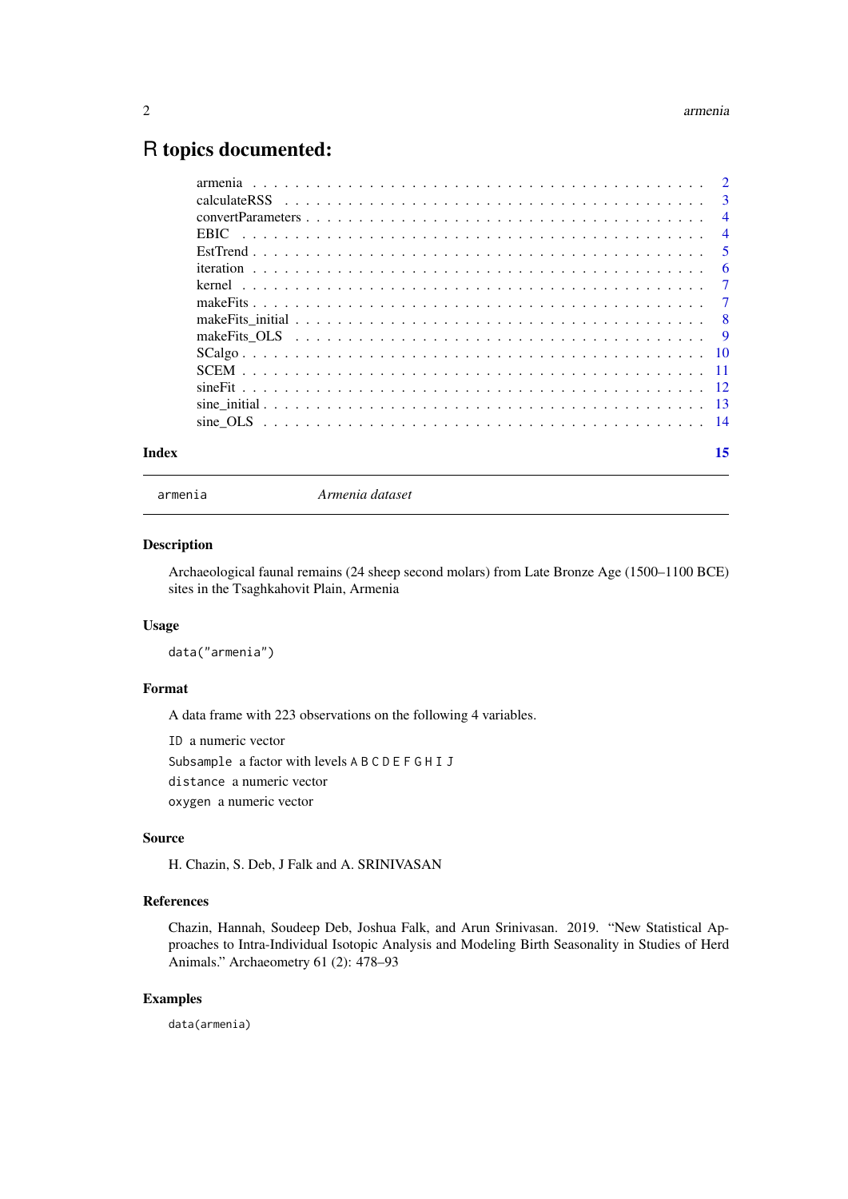# R topics documented:

armenia . . . . . . . . . . . . . . . . . . . . . . . . . . . . . . . . . . . . . . . . . . . 2
calculateRSS . . . . . . . . . . . . . . . . . . . . . . . . . . . . . . . . . . . . . . . . . 3
convertParameters . . . . . . . . . . . . . . . . . . . . . . . . . . . . . . . . . . . . . . 4
EBIC . . . . . . . . . . . . . . . . . . . . . . . . . . . . . . . . . . . . . . . . . . . . . 4
EstTrend . . . . . . . . . . . . . . . . . . . . . . . . . . . . . . . . . . . . . . . . . . . 5
iteration . . . . . . . . . . . . . . . . . . . . . . . . . . . . . . . . . . . . . . . . . . . 6
kernel . . . . . . . . . . . . . . . . . . . . . . . . . . . . . . . . . . . . . . . . . . . . 7
makeFits . . . . . . . . . . . . . . . . . . . . . . . . . . . . . . . . . . . . . . . . . . . 7
makeFits_initial . . . . . . . . . . . . . . . . . . . . . . . . . . . . . . . . . . . . . . . 8
makeFits_OLS . . . . . . . . . . . . . . . . . . . . . . . . . . . . . . . . . . . . . . . . 9
SCalgo . . . . . . . . . . . . . . . . . . . . . . . . . . . . . . . . . . . . . . . . . . . . 10
SCEM . . . . . . . . . . . . . . . . . . . . . . . . . . . . . . . . . . . . . . . . . . . . . 11
sineFit . . . . . . . . . . . . . . . . . . . . . . . . . . . . . . . . . . . . . . . . . . . . 12
sine_initial . . . . . . . . . . . . . . . . . . . . . . . . . . . . . . . . . . . . . . . . . . 13
sine_OLS . . . . . . . . . . . . . . . . . . . . . . . . . . . . . . . . . . . . . . . . . . . 14

**Index** **15**

---

`armenia` *Armenia dataset*

---

### Description

Archaeological faunal remains (24 sheep second molars) from Late Bronze Age (1500–1100 BCE) sites in the Tsaghkahovit Plain, Armenia

### Usage

```
data("armenia")
```

### Format

A data frame with 223 observations on the following 4 variables.

`ID` a numeric vector

`Subsample` a factor with levels `A B C D E F G H I J`

`distance` a numeric vector

`oxygen` a numeric vector

### Source

H. Chazin, S. Deb, J Falk and A. SRINIVASAN

### References

Chazin, Hannah, Soudeep Deb, Joshua Falk, and Arun Srinivasan. 2019. "New Statistical Approaches to Intra-Individual Isotopic Analysis and Modeling Birth Seasonality in Studies of Herd Animals." Archaeometry 61 (2): 478–93

### Examples

```
data(armenia)
```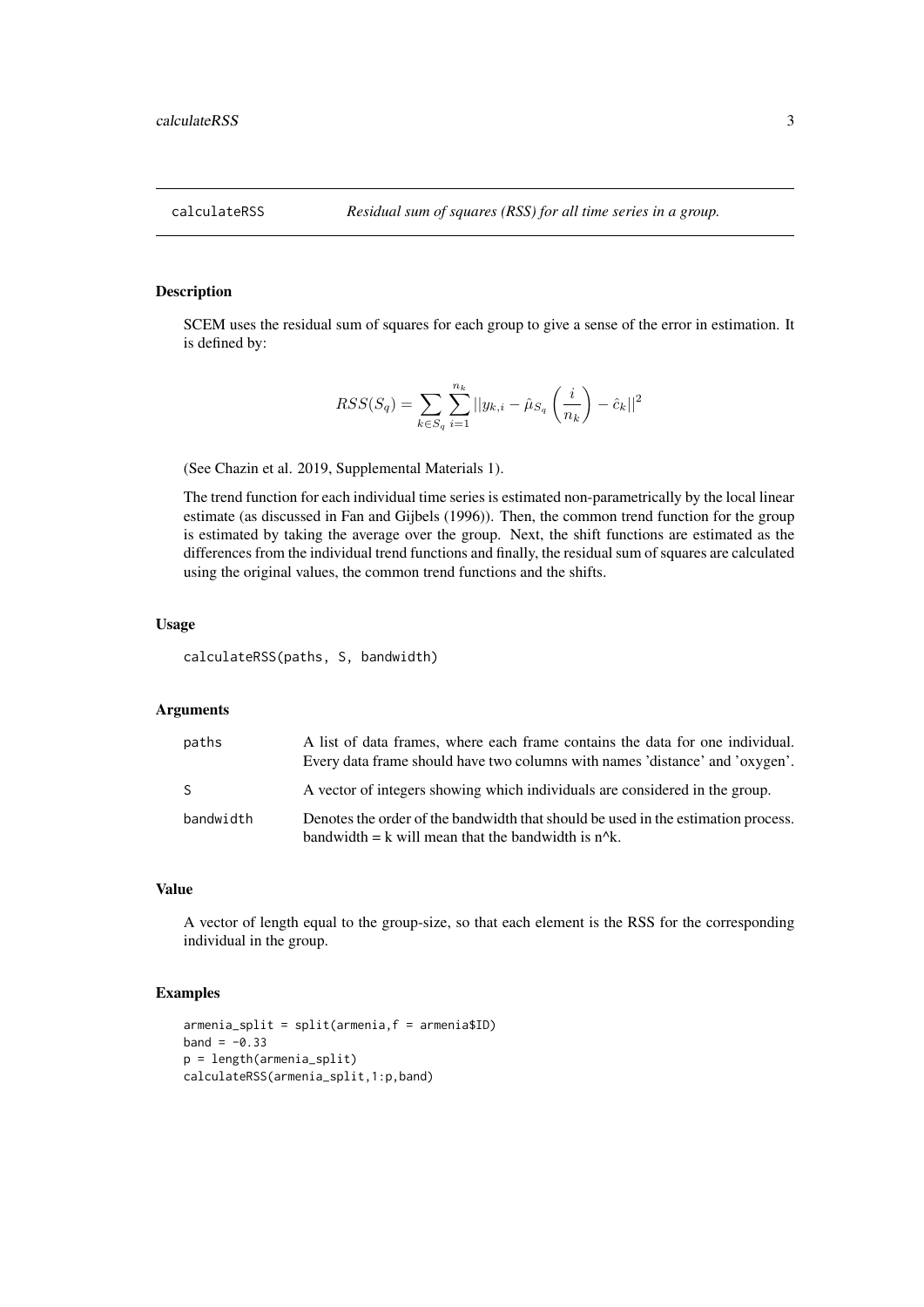# calculateRSS *Residual sum of squares (RSS) for all time series in a group.*

## Description

SCEM uses the residual sum of squares for each group to give a sense of the error in estimation. It is defined by:

$$RSS(S_q) = \sum_{k \in S_q} \sum_{i=1}^{n_k} ||y_{k,i} - \hat{\mu}_{S_q}\left(\frac{i}{n_k}\right) - \hat{c}_k||^2$$

(See Chazin et al. 2019, Supplemental Materials 1).

The trend function for each individual time series is estimated non-parametrically by the local linear estimate (as discussed in Fan and Gijbels (1996)). Then, the common trend function for the group is estimated by taking the average over the group. Next, the shift functions are estimated as the differences from the individual trend functions and finally, the residual sum of squares are calculated using the original values, the common trend functions and the shifts.

## Usage

```
calculateRSS(paths, S, bandwidth)
```

## Arguments

| | |
|---|---|
| `paths` | A list of data frames, where each frame contains the data for one individual. Every data frame should have two columns with names 'distance' and 'oxygen'. |
| `S` | A vector of integers showing which individuals are considered in the group. |
| `bandwidth` | Denotes the order of the bandwidth that should be used in the estimation process. bandwidth = k will mean that the bandwidth is n^k. |

## Value

A vector of length equal to the group-size, so that each element is the RSS for the corresponding individual in the group.

## Examples

```
armenia_split = split(armenia,f = armenia$ID)
band = -0.33
p = length(armenia_split)
calculateRSS(armenia_split,1:p,band)
```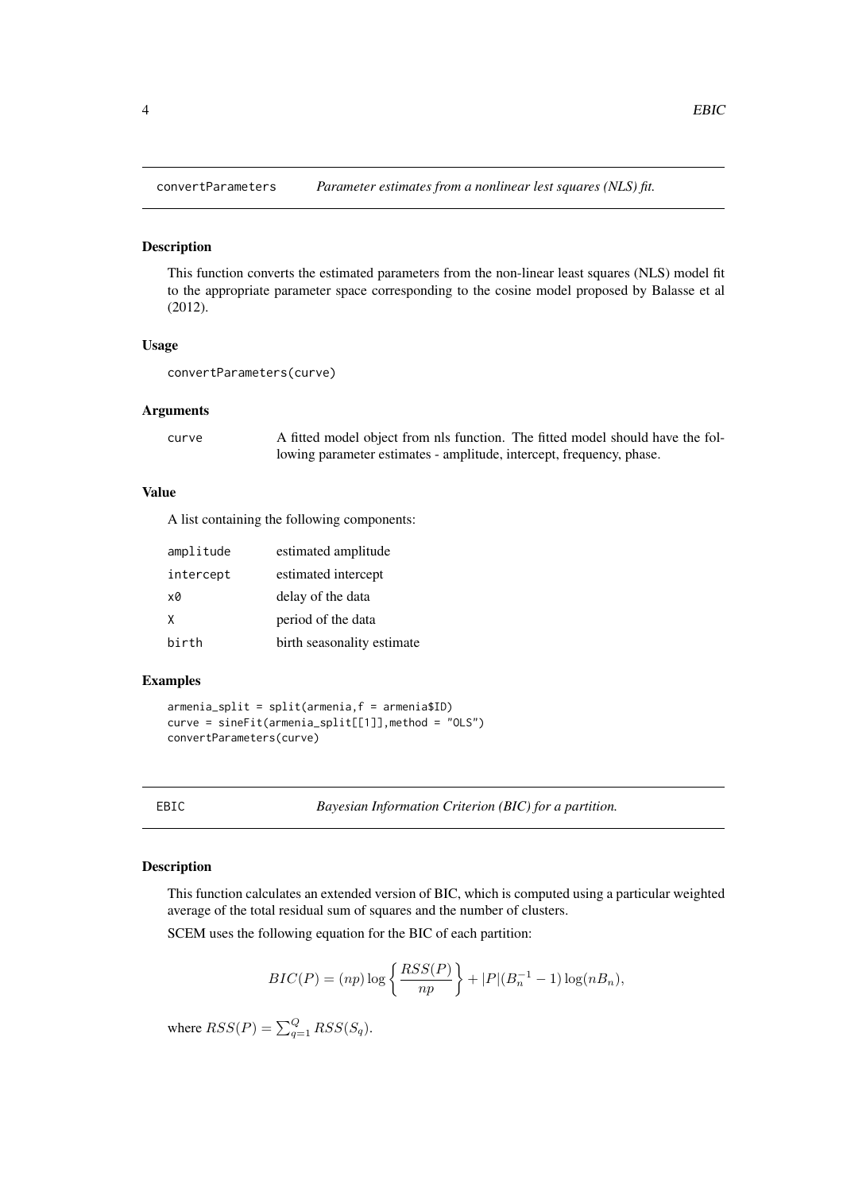## convertParameters — *Parameter estimates from a nonlinear lest squares (NLS) fit.*

### Description

This function converts the estimated parameters from the non-linear least squares (NLS) model fit to the appropriate parameter space corresponding to the cosine model proposed by Balasse et al (2012).

### Usage

```
convertParameters(curve)
```

### Arguments

| | |
|---|---|
| curve | A fitted model object from nls function. The fitted model should have the following parameter estimates - amplitude, intercept, frequency, phase. |

### Value

A list containing the following components:

| | |
|---|---|
| amplitude | estimated amplitude |
| intercept | estimated intercept |
| x0 | delay of the data |
| X | period of the data |
| birth | birth seasonality estimate |

### Examples

```
armenia_split = split(armenia,f = armenia$ID)
curve = sineFit(armenia_split[[1]],method = "OLS")
convertParameters(curve)
```

## EBIC — *Bayesian Information Criterion (BIC) for a partition.*

### Description

This function calculates an extended version of BIC, which is computed using a particular weighted average of the total residual sum of squares and the number of clusters.

SCEM uses the following equation for the BIC of each partition:

$$BIC(P) = (np)\log\left\{\frac{RSS(P)}{np}\right\} + |P|(B_n^{-1} - 1)\log(nB_n),$$

where $RSS(P) = \sum_{q=1}^{Q} RSS(S_q)$.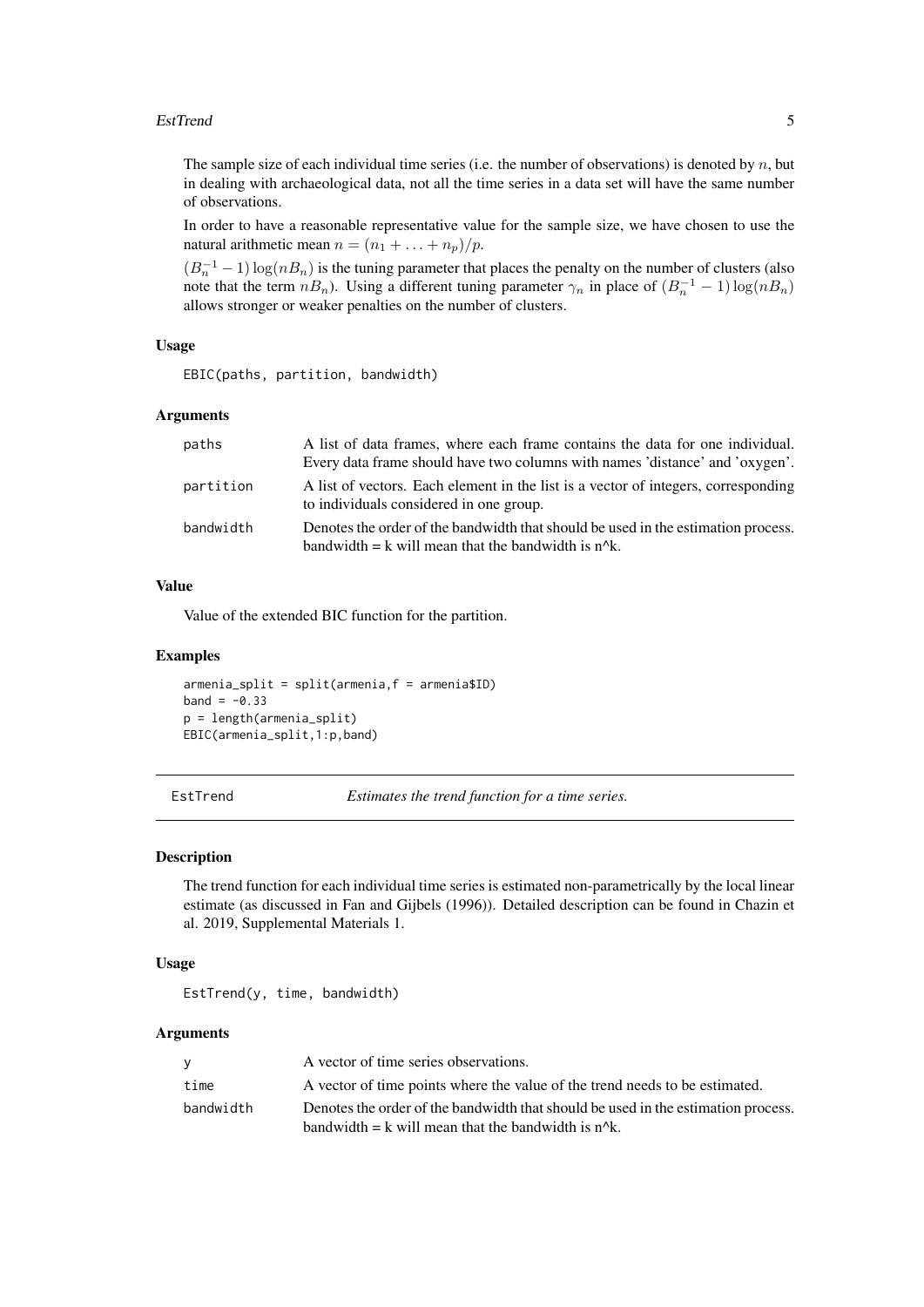The sample size of each individual time series (i.e. the number of observations) is denoted by $n$, but in dealing with archaeological data, not all the time series in a data set will have the same number of observations.

In order to have a reasonable representative value for the sample size, we have chosen to use the natural arithmetic mean $n = (n_1 + \ldots + n_p)/p$.

$(B_n^{-1} - 1)\log(nB_n)$ is the tuning parameter that places the penalty on the number of clusters (also note that the term $nB_n$). Using a different tuning parameter $\gamma_n$ in place of $(B_n^{-1} - 1)\log(nB_n)$ allows stronger or weaker penalties on the number of clusters.

### Usage

```
EBIC(paths, partition, bandwidth)
```

### Arguments

| | |
|---|---|
| paths | A list of data frames, where each frame contains the data for one individual. Every data frame should have two columns with names 'distance' and 'oxygen'. |
| partition | A list of vectors. Each element in the list is a vector of integers, corresponding to individuals considered in one group. |
| bandwidth | Denotes the order of the bandwidth that should be used in the estimation process. bandwidth = k will mean that the bandwidth is n^k. |

### Value

Value of the extended BIC function for the partition.

### Examples

```
armenia_split = split(armenia,f = armenia$ID)
band = -0.33
p = length(armenia_split)
EBIC(armenia_split,1:p,band)
```

## EstTrend — *Estimates the trend function for a time series.*

### Description

The trend function for each individual time series is estimated non-parametrically by the local linear estimate (as discussed in Fan and Gijbels (1996)). Detailed description can be found in Chazin et al. 2019, Supplemental Materials 1.

### Usage

```
EstTrend(y, time, bandwidth)
```

### Arguments

| | |
|---|---|
| y | A vector of time series observations. |
| time | A vector of time points where the value of the trend needs to be estimated. |
| bandwidth | Denotes the order of the bandwidth that should be used in the estimation process. bandwidth = k will mean that the bandwidth is n^k. |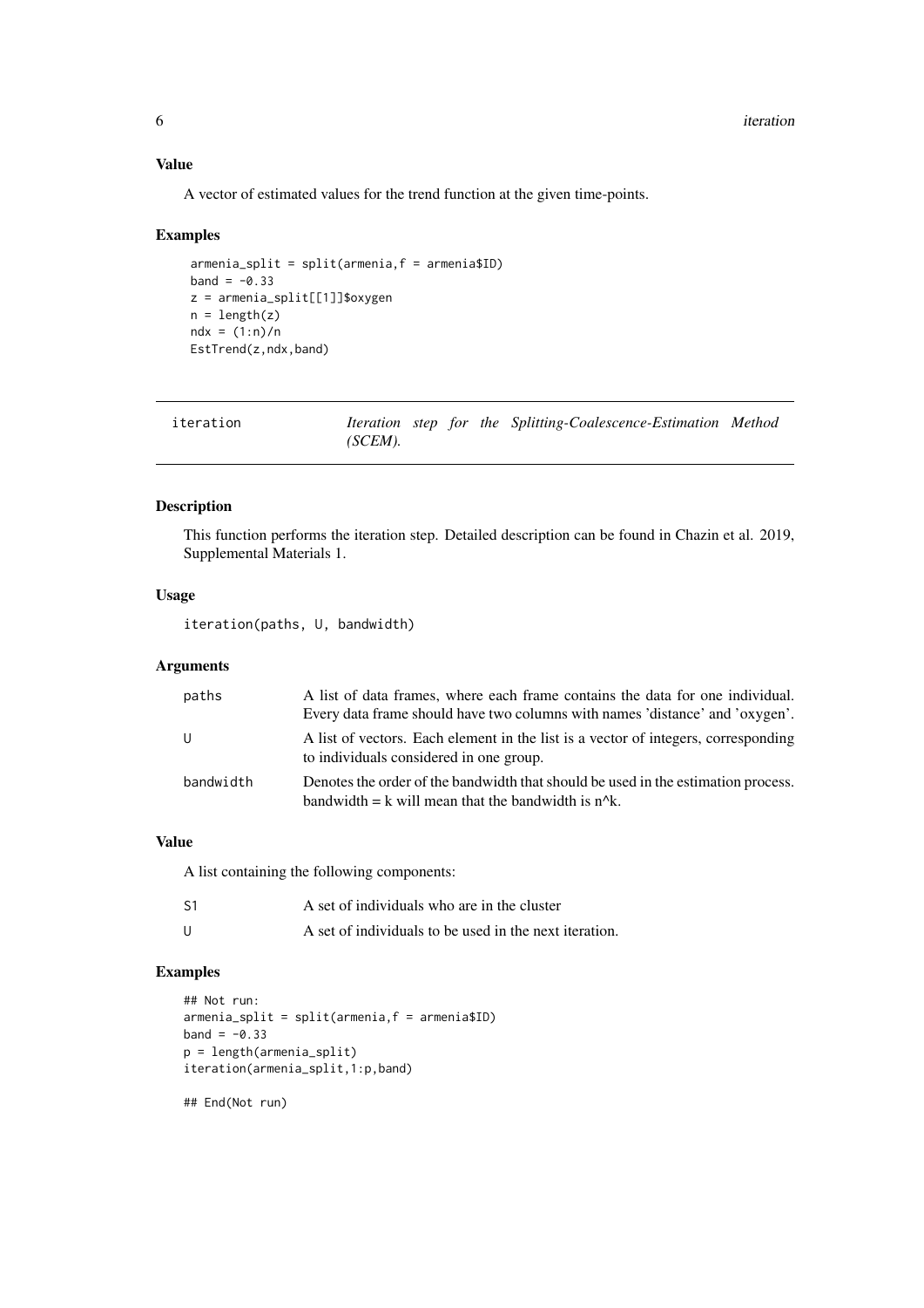### Value

A vector of estimated values for the trend function at the given time-points.

### Examples

```
armenia_split = split(armenia,f = armenia$ID)
band = -0.33
z = armenia_split[[1]]$oxygen
n = length(z)
ndx = (1:n)/n
EstTrend(z,ndx,band)
```

---

## iteration — *Iteration step for the Splitting-Coalescence-Estimation Method (SCEM).*

---

### Description

This function performs the iteration step. Detailed description can be found in Chazin et al. 2019, Supplemental Materials 1.

### Usage

```
iteration(paths, U, bandwidth)
```

### Arguments

| | |
|---|---|
| paths | A list of data frames, where each frame contains the data for one individual. Every data frame should have two columns with names 'distance' and 'oxygen'. |
| U | A list of vectors. Each element in the list is a vector of integers, corresponding to individuals considered in one group. |
| bandwidth | Denotes the order of the bandwidth that should be used in the estimation process. bandwidth = k will mean that the bandwidth is n^k. |

### Value

A list containing the following components:

| | |
|---|---|
| S1 | A set of individuals who are in the cluster |
| U | A set of individuals to be used in the next iteration. |

### Examples

```
## Not run:
armenia_split = split(armenia,f = armenia$ID)
band = -0.33
p = length(armenia_split)
iteration(armenia_split,1:p,band)

## End(Not run)
```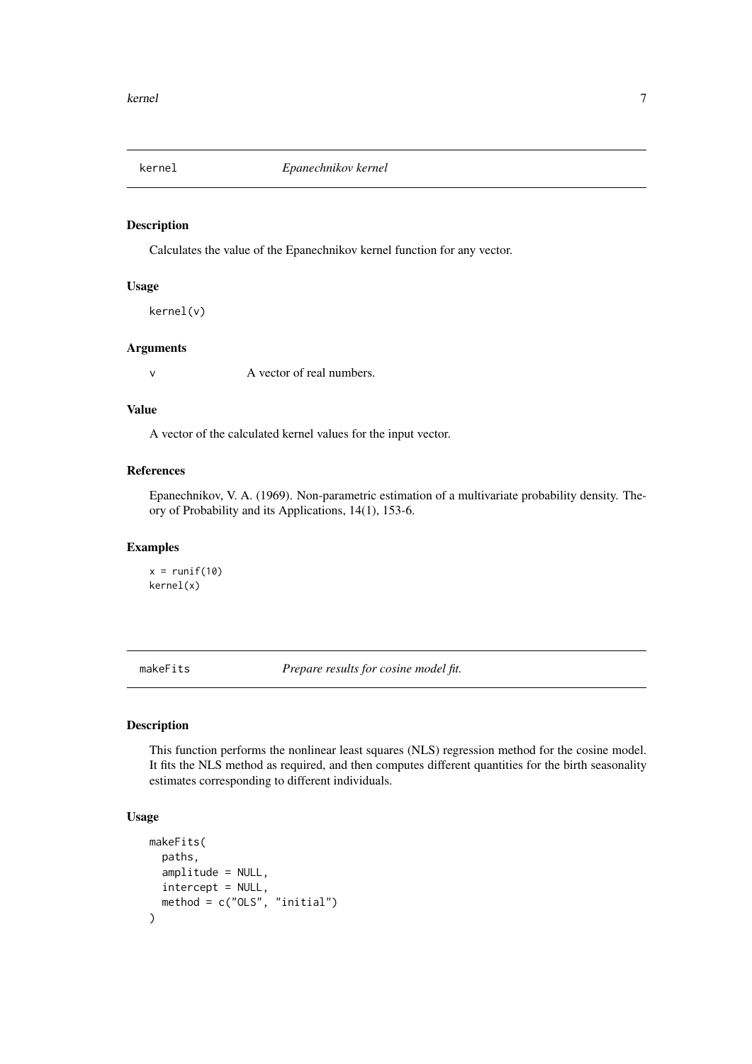## kernel — *Epanechnikov kernel*

### Description

Calculates the value of the Epanechnikov kernel function for any vector.

### Usage

```
kernel(v)
```

### Arguments

| | |
|---|---|
| v | A vector of real numbers. |

### Value

A vector of the calculated kernel values for the input vector.

### References

Epanechnikov, V. A. (1969). Non-parametric estimation of a multivariate probability density. Theory of Probability and its Applications, 14(1), 153-6.

### Examples

```
x = runif(10)
kernel(x)
```

## makeFits — *Prepare results for cosine model fit.*

### Description

This function performs the nonlinear least squares (NLS) regression method for the cosine model. It fits the NLS method as required, and then computes different quantities for the birth seasonality estimates corresponding to different individuals.

### Usage

```
makeFits(
  paths,
  amplitude = NULL,
  intercept = NULL,
  method = c("OLS", "initial")
)
```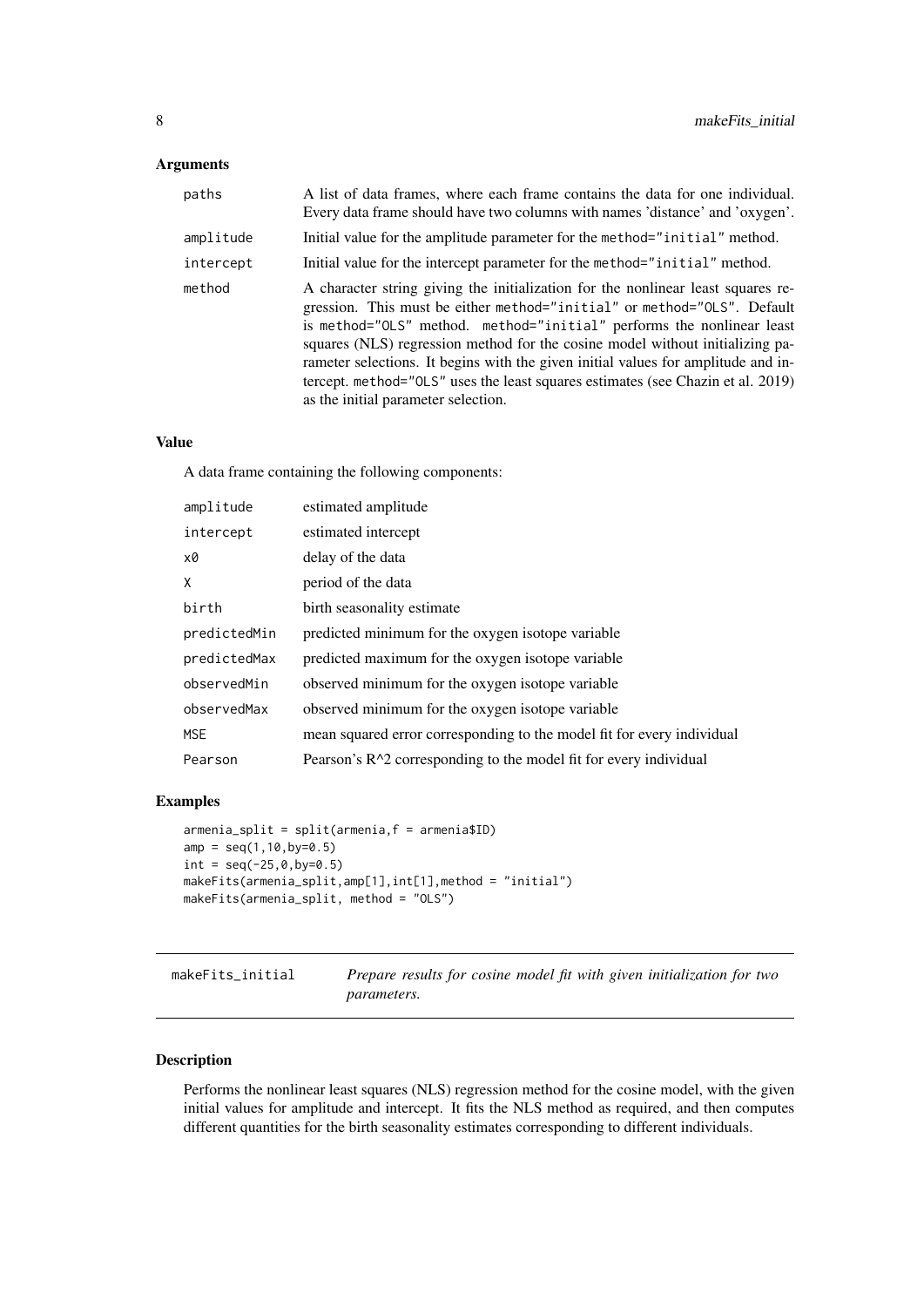### Arguments

| | |
|---|---|
| paths | A list of data frames, where each frame contains the data for one individual. Every data frame should have two columns with names 'distance' and 'oxygen'. |
| amplitude | Initial value for the amplitude parameter for the method="initial" method. |
| intercept | Initial value for the intercept parameter for the method="initial" method. |
| method | A character string giving the initialization for the nonlinear least squares regression. This must be either method="initial" or method="OLS". Default is method="OLS" method. method="initial" performs the nonlinear least squares (NLS) regression method for the cosine model without initializing parameter selections. It begins with the given initial values for amplitude and intercept. method="OLS" uses the least squares estimates (see Chazin et al. 2019) as the initial parameter selection. |

### Value

A data frame containing the following components:

| | |
|---|---|
| amplitude | estimated amplitude |
| intercept | estimated intercept |
| x0 | delay of the data |
| X | period of the data |
| birth | birth seasonality estimate |
| predictedMin | predicted minimum for the oxygen isotope variable |
| predictedMax | predicted maximum for the oxygen isotope variable |
| observedMin | observed minimum for the oxygen isotope variable |
| observedMax | observed minimum for the oxygen isotope variable |
| MSE | mean squared error corresponding to the model fit for every individual |
| Pearson | Pearson's R^2 corresponding to the model fit for every individual |

### Examples

```
armenia_split = split(armenia,f = armenia$ID)
amp = seq(1,10,by=0.5)
int = seq(-25,0,by=0.5)
makeFits(armenia_split,amp[1],int[1],method = "initial")
makeFits(armenia_split, method = "OLS")
```

---

## makeFits_initial — *Prepare results for cosine model fit with given initialization for two parameters.*

### Description

Performs the nonlinear least squares (NLS) regression method for the cosine model, with the given initial values for amplitude and intercept. It fits the NLS method as required, and then computes different quantities for the birth seasonality estimates corresponding to different individuals.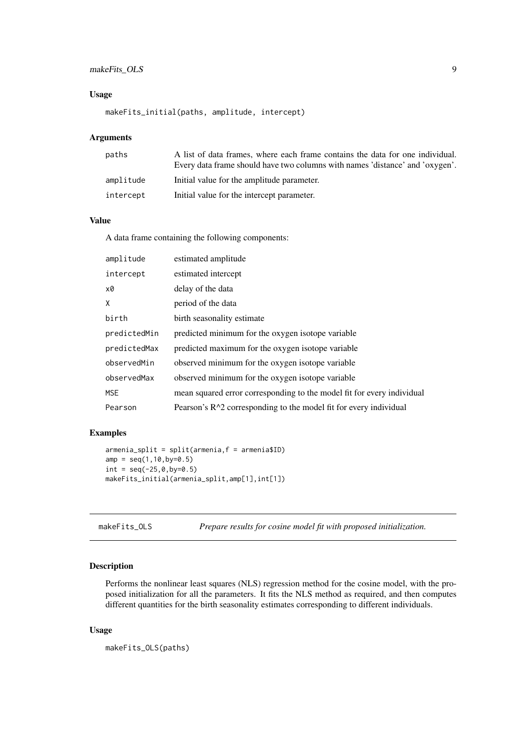### Usage

```
makeFits_initial(paths, amplitude, intercept)
```

### Arguments

| | |
|---|---|
| paths | A list of data frames, where each frame contains the data for one individual. Every data frame should have two columns with names 'distance' and 'oxygen'. |
| amplitude | Initial value for the amplitude parameter. |
| intercept | Initial value for the intercept parameter. |

### Value

A data frame containing the following components:

| | |
|---|---|
| amplitude | estimated amplitude |
| intercept | estimated intercept |
| x0 | delay of the data |
| X | period of the data |
| birth | birth seasonality estimate |
| predictedMin | predicted minimum for the oxygen isotope variable |
| predictedMax | predicted maximum for the oxygen isotope variable |
| observedMin | observed minimum for the oxygen isotope variable |
| observedMax | observed minimum for the oxygen isotope variable |
| MSE | mean squared error corresponding to the model fit for every individual |
| Pearson | Pearson's R^2 corresponding to the model fit for every individual |

### Examples

```
armenia_split = split(armenia,f = armenia$ID)
amp = seq(1,10,by=0.5)
int = seq(-25,0,by=0.5)
makeFits_initial(armenia_split,amp[1],int[1])
```

---

## makeFits_OLS — *Prepare results for cosine model fit with proposed initialization.*

---

### Description

Performs the nonlinear least squares (NLS) regression method for the cosine model, with the proposed initialization for all the parameters. It fits the NLS method as required, and then computes different quantities for the birth seasonality estimates corresponding to different individuals.

### Usage

```
makeFits_OLS(paths)
```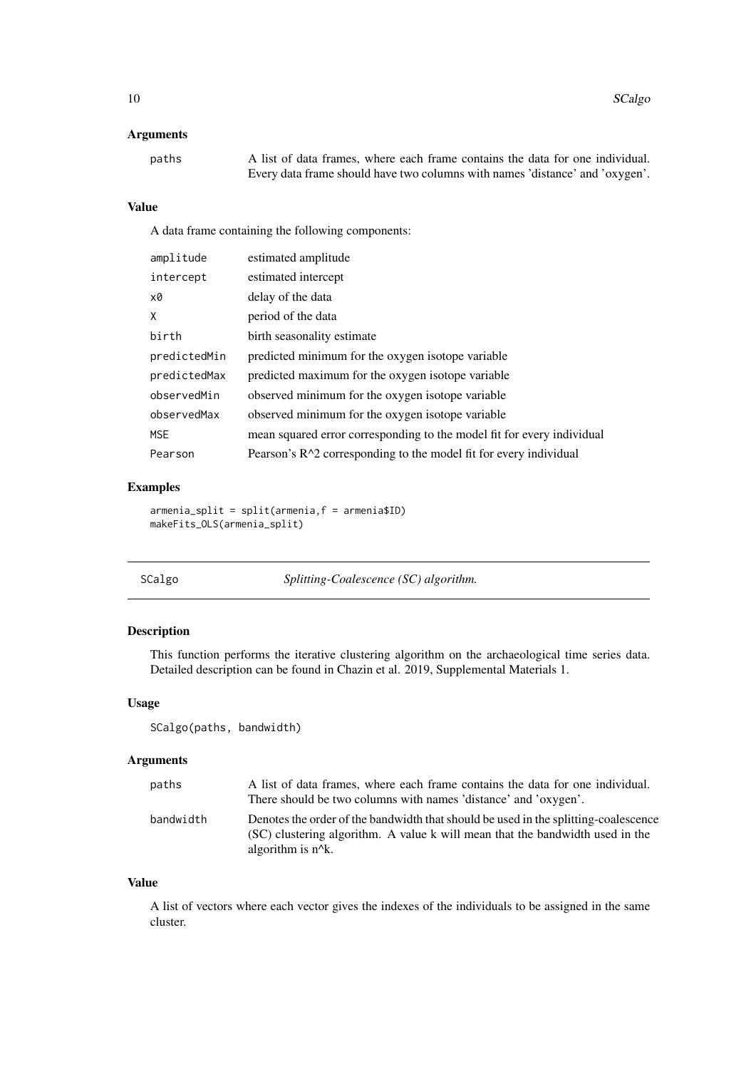### Arguments

| | |
|---|---|
| paths | A list of data frames, where each frame contains the data for one individual. Every data frame should have two columns with names 'distance' and 'oxygen'. |

### Value

A data frame containing the following components:

| | |
|---|---|
| amplitude | estimated amplitude |
| intercept | estimated intercept |
| x0 | delay of the data |
| X | period of the data |
| birth | birth seasonality estimate |
| predictedMin | predicted minimum for the oxygen isotope variable |
| predictedMax | predicted maximum for the oxygen isotope variable |
| observedMin | observed minimum for the oxygen isotope variable |
| observedMax | observed minimum for the oxygen isotope variable |
| MSE | mean squared error corresponding to the model fit for every individual |
| Pearson | Pearson's R^2 corresponding to the model fit for every individual |

### Examples

```
armenia_split = split(armenia,f = armenia$ID)
makeFits_OLS(armenia_split)
```

---

## SCalgo — *Splitting-Coalescence (SC) algorithm.*

### Description

This function performs the iterative clustering algorithm on the archaeological time series data. Detailed description can be found in Chazin et al. 2019, Supplemental Materials 1.

### Usage

```
SCalgo(paths, bandwidth)
```

### Arguments

| | |
|---|---|
| paths | A list of data frames, where each frame contains the data for one individual. There should be two columns with names 'distance' and 'oxygen'. |
| bandwidth | Denotes the order of the bandwidth that should be used in the splitting-coalescence (SC) clustering algorithm. A value k will mean that the bandwidth used in the algorithm is n^k. |

### Value

A list of vectors where each vector gives the indexes of the individuals to be assigned in the same cluster.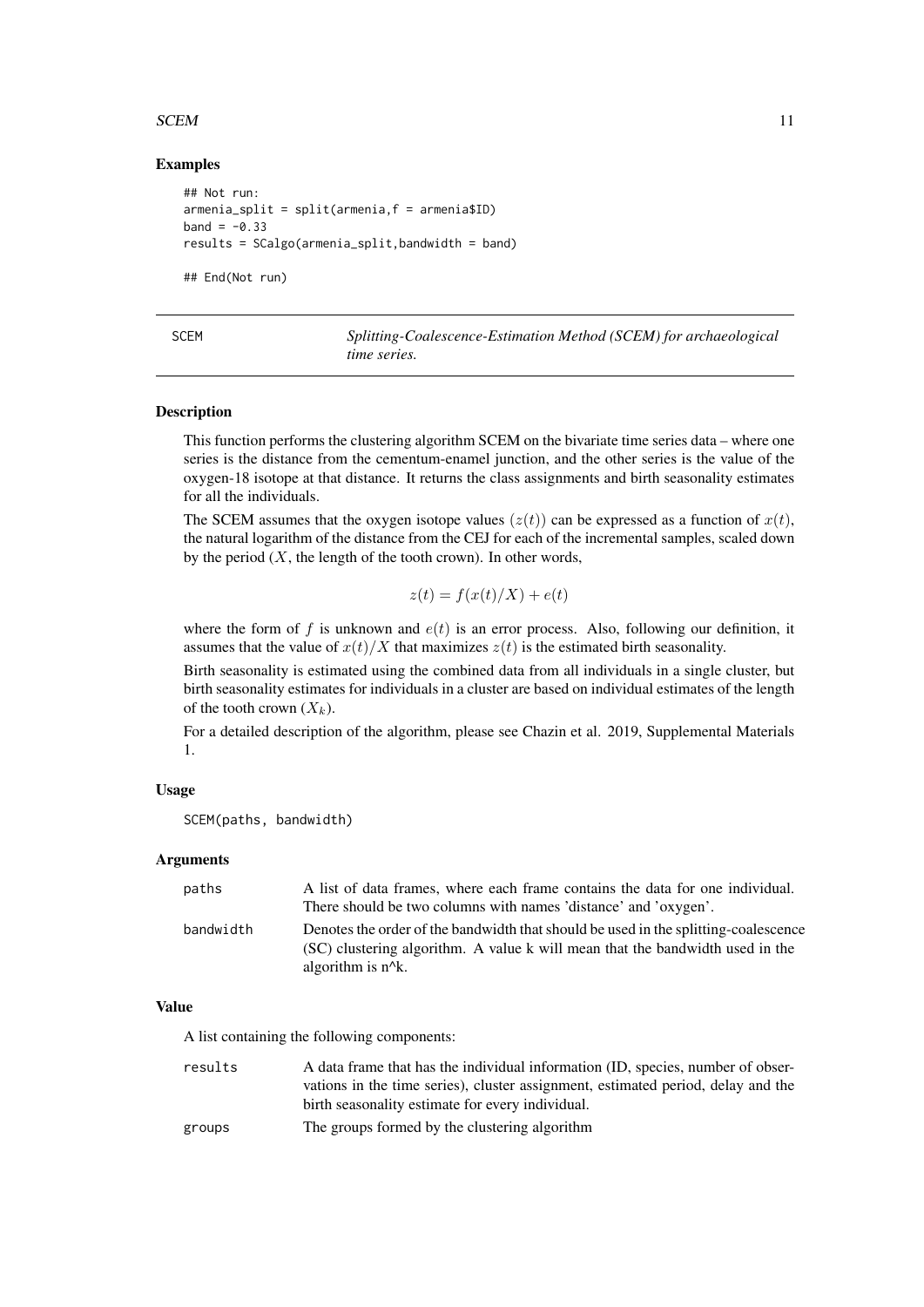### Examples

```
## Not run:
armenia_split = split(armenia,f = armenia$ID)
band = -0.33
results = SCalgo(armenia_split,bandwidth = band)

## End(Not run)
```

---

## SCEM — *Splitting-Coalescence-Estimation Method (SCEM) for archaeological time series.*

---

### Description

This function performs the clustering algorithm SCEM on the bivariate time series data – where one series is the distance from the cementum-enamel junction, and the other series is the value of the oxygen-18 isotope at that distance. It returns the class assignments and birth seasonality estimates for all the individuals.

The SCEM assumes that the oxygen isotope values ($z(t)$) can be expressed as a function of $x(t)$, the natural logarithm of the distance from the CEJ for each of the incremental samples, scaled down by the period ($X$, the length of the tooth crown). In other words,

$$z(t) = f(x(t)/X) + e(t)$$

where the form of $f$ is unknown and $e(t)$ is an error process. Also, following our definition, it assumes that the value of $x(t)/X$ that maximizes $z(t)$ is the estimated birth seasonality.

Birth seasonality is estimated using the combined data from all individuals in a single cluster, but birth seasonality estimates for individuals in a cluster are based on individual estimates of the length of the tooth crown ($X_k$).

For a detailed description of the algorithm, please see Chazin et al. 2019, Supplemental Materials 1.

### Usage

```
SCEM(paths, bandwidth)
```

### Arguments

| | |
|---|---|
| `paths` | A list of data frames, where each frame contains the data for one individual. There should be two columns with names 'distance' and 'oxygen'. |
| `bandwidth` | Denotes the order of the bandwidth that should be used in the splitting-coalescence (SC) clustering algorithm. A value k will mean that the bandwidth used in the algorithm is n^k. |

### Value

A list containing the following components:

| | |
|---|---|
| `results` | A data frame that has the individual information (ID, species, number of observations in the time series), cluster assignment, estimated period, delay and the birth seasonality estimate for every individual. |
| `groups` | The groups formed by the clustering algorithm |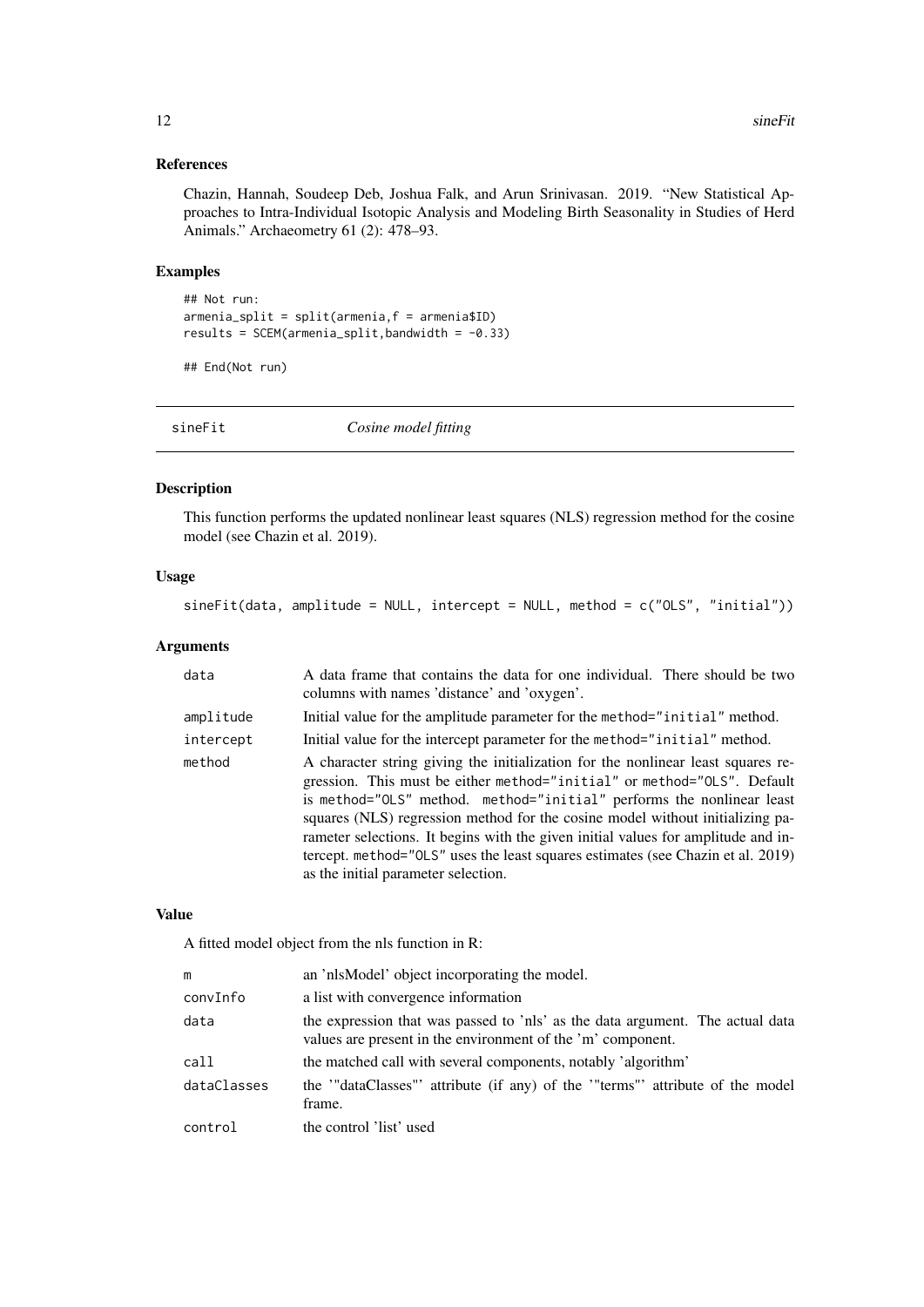### References

Chazin, Hannah, Soudeep Deb, Joshua Falk, and Arun Srinivasan. 2019. "New Statistical Approaches to Intra-Individual Isotopic Analysis and Modeling Birth Seasonality in Studies of Herd Animals." Archaeometry 61 (2): 478–93.

### Examples

```
## Not run:
armenia_split = split(armenia,f = armenia$ID)
results = SCEM(armenia_split,bandwidth = -0.33)

## End(Not run)
```

---

## sineFit *Cosine model fitting*

---

### Description

This function performs the updated nonlinear least squares (NLS) regression method for the cosine model (see Chazin et al. 2019).

### Usage

```
sineFit(data, amplitude = NULL, intercept = NULL, method = c("OLS", "initial"))
```

### Arguments

| | |
|---|---|
| `data` | A data frame that contains the data for one individual. There should be two columns with names 'distance' and 'oxygen'. |
| `amplitude` | Initial value for the amplitude parameter for the `method="initial"` method. |
| `intercept` | Initial value for the intercept parameter for the `method="initial"` method. |
| `method` | A character string giving the initialization for the nonlinear least squares regression. This must be either `method="initial"` or `method="OLS"`. Default is `method="OLS"` method. `method="initial"` performs the nonlinear least squares (NLS) regression method for the cosine model without initializing parameter selections. It begins with the given initial values for amplitude and intercept. `method="OLS"` uses the least squares estimates (see Chazin et al. 2019) as the initial parameter selection. |

### Value

A fitted model object from the nls function in R:

| | |
|---|---|
| `m` | an 'nlsModel' object incorporating the model. |
| `convInfo` | a list with convergence information |
| `data` | the expression that was passed to 'nls' as the data argument. The actual data values are present in the environment of the 'm' component. |
| `call` | the matched call with several components, notably 'algorithm' |
| `dataClasses` | the '"dataClasses"' attribute (if any) of the '"terms"' attribute of the model frame. |
| `control` | the control 'list' used |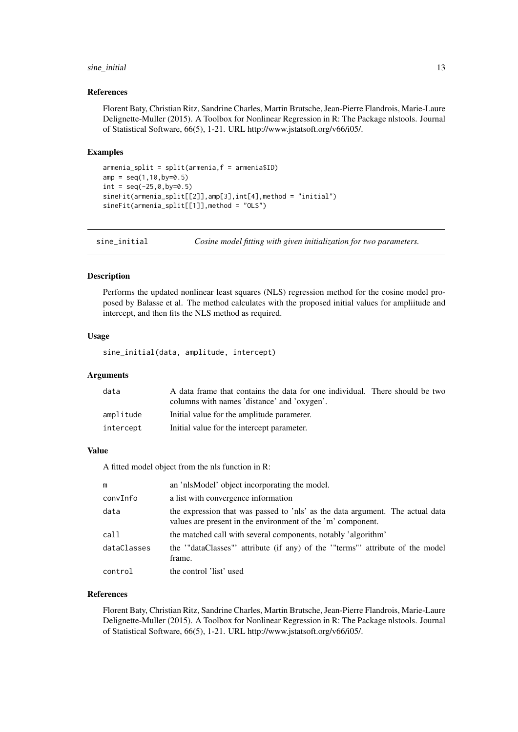### References

Florent Baty, Christian Ritz, Sandrine Charles, Martin Brutsche, Jean-Pierre Flandrois, Marie-Laure Delignette-Muller (2015). A Toolbox for Nonlinear Regression in R: The Package nlstools. Journal of Statistical Software, 66(5), 1-21. URL http://www.jstatsoft.org/v66/i05/.

### Examples

```
armenia_split = split(armenia,f = armenia$ID)
amp = seq(1,10,by=0.5)
int = seq(-25,0,by=0.5)
sineFit(armenia_split[[2]],amp[3],int[4],method = "initial")
sineFit(armenia_split[[1]],method = "OLS")
```

---

## sine_initial — *Cosine model fitting with given initialization for two parameters.*

---

### Description

Performs the updated nonlinear least squares (NLS) regression method for the cosine model proposed by Balasse et al. The method calculates with the proposed initial values for ampliitude and intercept, and then fits the NLS method as required.

### Usage

```
sine_initial(data, amplitude, intercept)
```

### Arguments

| | |
|---|---|
| data | A data frame that contains the data for one individual. There should be two columns with names 'distance' and 'oxygen'. |
| amplitude | Initial value for the amplitude parameter. |
| intercept | Initial value for the intercept parameter. |

### Value

A fitted model object from the nls function in R:

| | |
|---|---|
| m | an 'nlsModel' object incorporating the model. |
| convInfo | a list with convergence information |
| data | the expression that was passed to 'nls' as the data argument. The actual data values are present in the environment of the 'm' component. |
| call | the matched call with several components, notably 'algorithm' |
| dataClasses | the '"dataClasses"' attribute (if any) of the '"terms"' attribute of the model frame. |
| control | the control 'list' used |

### References

Florent Baty, Christian Ritz, Sandrine Charles, Martin Brutsche, Jean-Pierre Flandrois, Marie-Laure Delignette-Muller (2015). A Toolbox for Nonlinear Regression in R: The Package nlstools. Journal of Statistical Software, 66(5), 1-21. URL http://www.jstatsoft.org/v66/i05/.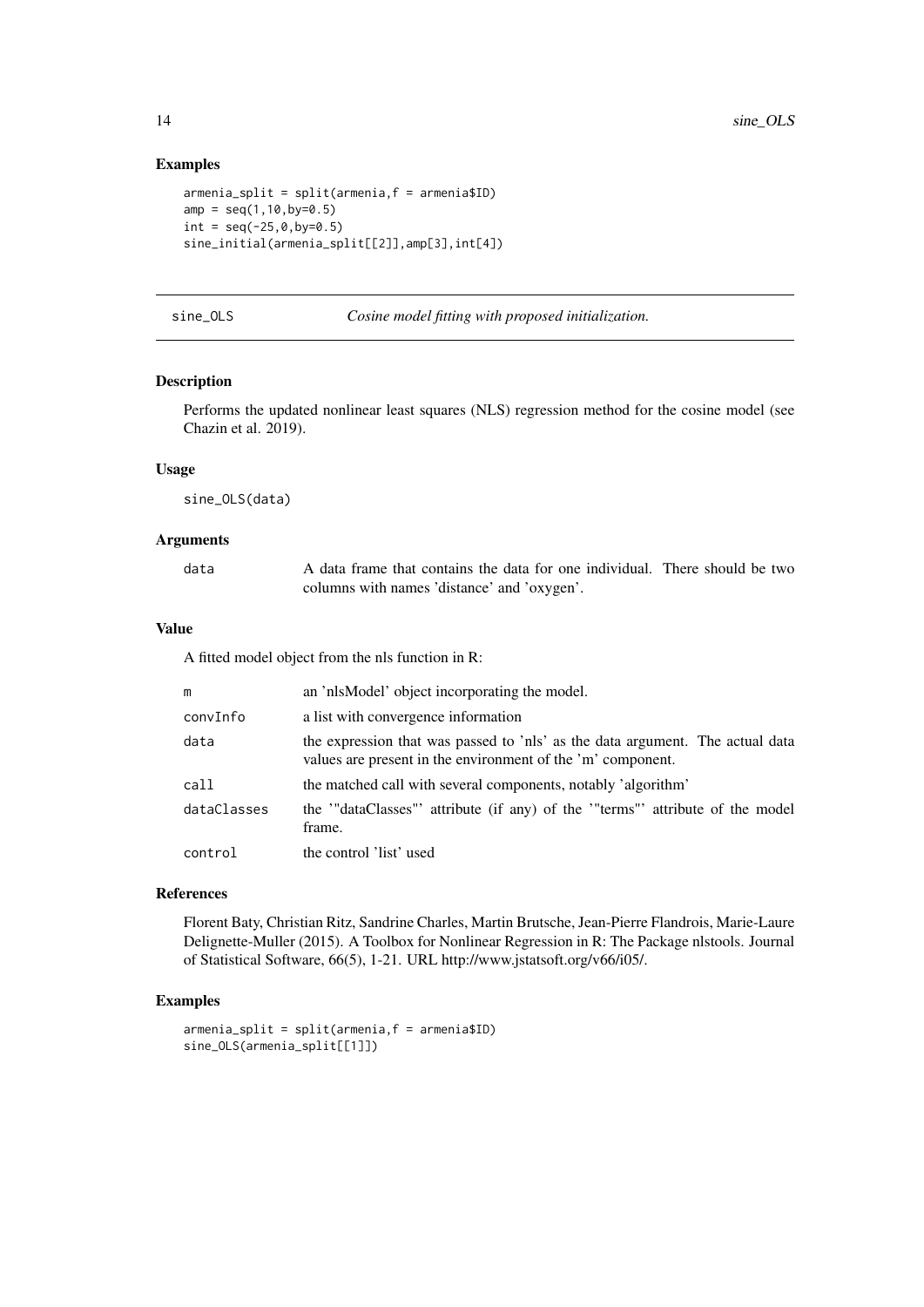### Examples

```
armenia_split = split(armenia,f = armenia$ID)
amp = seq(1,10,by=0.5)
int = seq(-25,0,by=0.5)
sine_initial(armenia_split[[2]],amp[3],int[4])
```

---

## sine_OLS *Cosine model fitting with proposed initialization.*

### Description

Performs the updated nonlinear least squares (NLS) regression method for the cosine model (see Chazin et al. 2019).

### Usage

```
sine_OLS(data)
```

### Arguments

| | |
|---|---|
| data | A data frame that contains the data for one individual. There should be two columns with names 'distance' and 'oxygen'. |

### Value

A fitted model object from the nls function in R:

| | |
|---|---|
| m | an 'nlsModel' object incorporating the model. |
| convInfo | a list with convergence information |
| data | the expression that was passed to 'nls' as the data argument. The actual data values are present in the environment of the 'm' component. |
| call | the matched call with several components, notably 'algorithm' |
| dataClasses | the '"dataClasses"' attribute (if any) of the '"terms"' attribute of the model frame. |
| control | the control 'list' used |

### References

Florent Baty, Christian Ritz, Sandrine Charles, Martin Brutsche, Jean-Pierre Flandrois, Marie-Laure Delignette-Muller (2015). A Toolbox for Nonlinear Regression in R: The Package nlstools. Journal of Statistical Software, 66(5), 1-21. URL http://www.jstatsoft.org/v66/i05/.

### Examples

```
armenia_split = split(armenia,f = armenia$ID)
sine_OLS(armenia_split[[1]])
```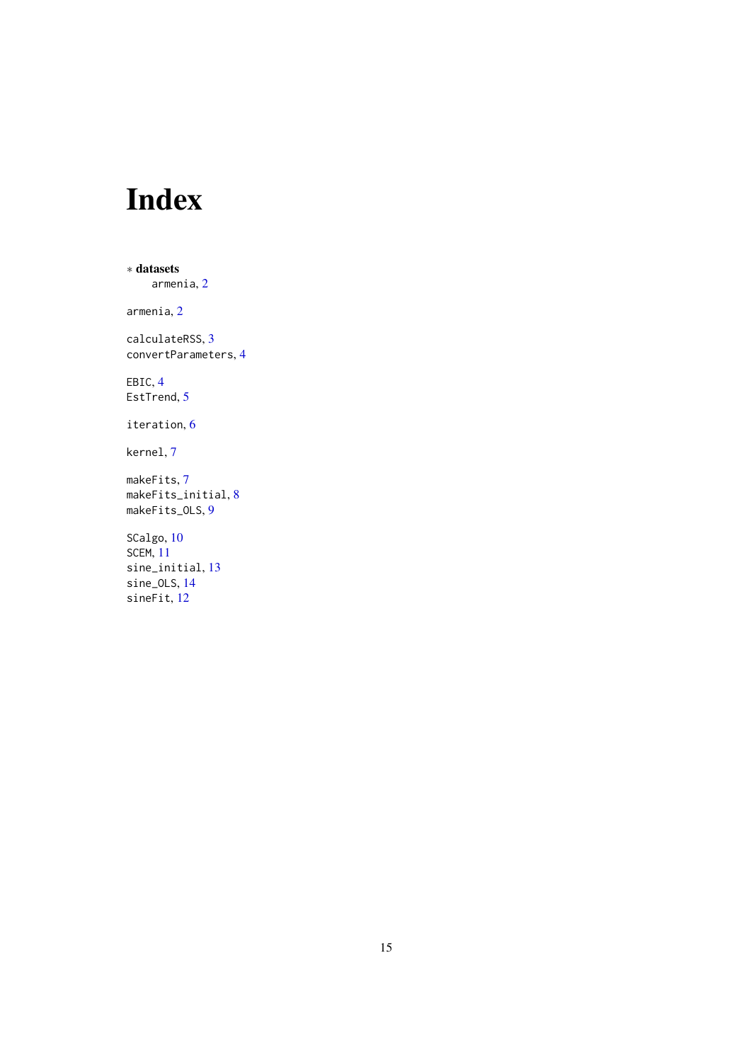# Index

∗ **datasets**
  armenia, 2

armenia, 2

calculateRSS, 3
convertParameters, 4

EBIC, 4
EstTrend, 5

iteration, 6

kernel, 7

makeFits, 7
makeFits_initial, 8
makeFits_OLS, 9

SCalgo, 10
SCEM, 11
sine_initial, 13
sine_OLS, 14
sineFit, 12